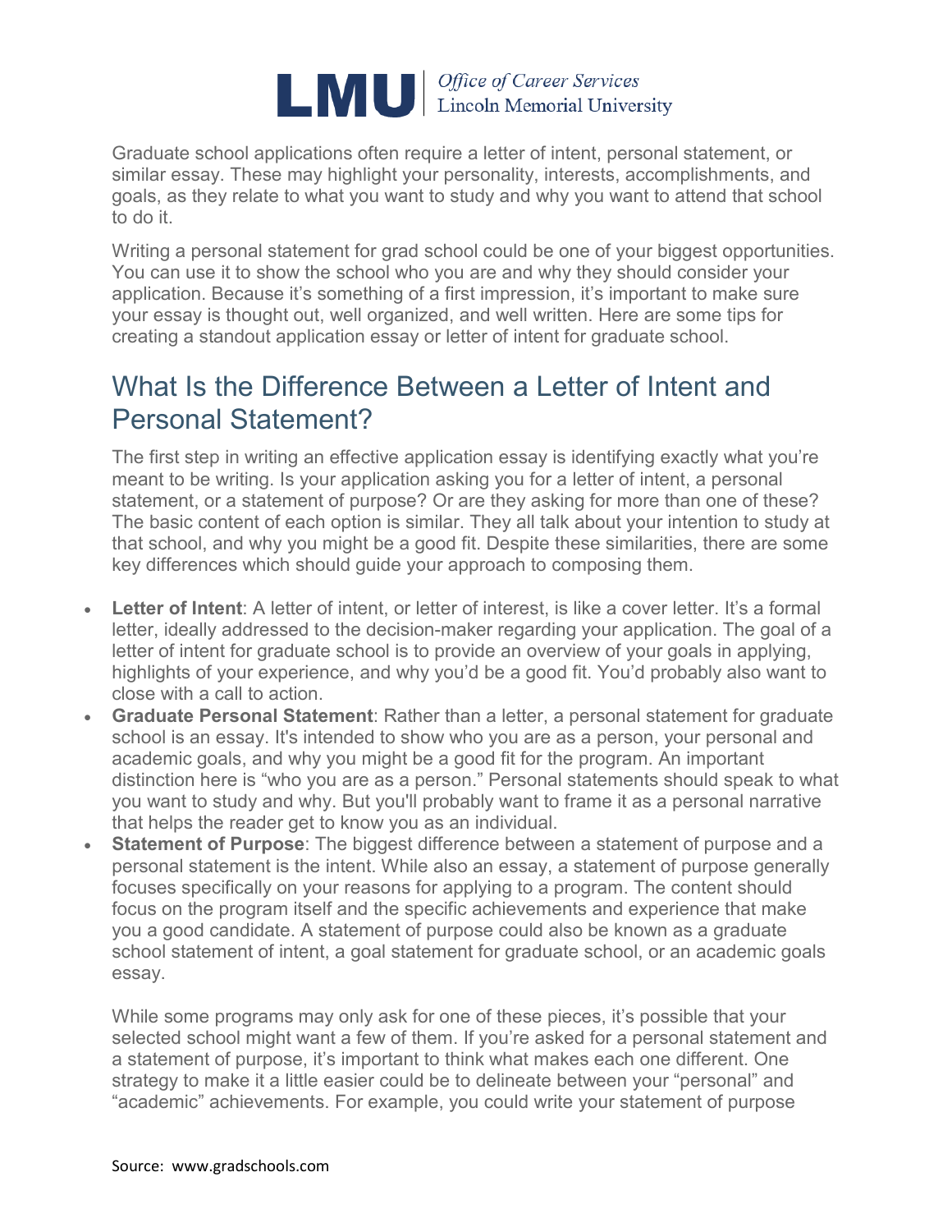Graduate school applications often require a letter of intent, personal statement, or similar essay. These may highlight your personality, interests, accomplishments, and goals, as they relate to what you want to study and why you want to attend that school to do it.

Writing a personal statement for grad school could be one of your biggest opportunities. You can use it to show the school who you are and why they should consider your application. Because it's something of a first impression, it's important to make sure your essay is thought out, well organized, and well written. Here are some tips for creating a standout application essay or letter of intent for graduate school.

## What Is the Difference Between a Letter of Intent and Personal Statement?

The first step in writing an effective application essay is identifying exactly what you're meant to be writing. Is your application asking you for a letter of intent, a personal statement, or a statement of purpose? Or are they asking for more than one of these? The basic content of each option is similar. They all talk about your intention to study at that school, and why you might be a good fit. Despite these similarities, there are some key differences which should guide your approach to composing them.

- **Letter of Intent**: A letter of intent, or letter of interest, is like a cover letter. It's a formal letter, ideally addressed to the decision-maker regarding your application. The goal of a letter of intent for graduate school is to provide an overview of your goals in applying, highlights of your experience, and why you'd be a good fit. You'd probably also want to close with a call to action.
- **Graduate Personal Statement**: Rather than a letter, a personal statement for graduate school is an essay. It's intended to show who you are as a person, your personal and academic goals, and why you might be a good fit for the program. An important distinction here is "who you are as a person." Personal statements should speak to what you want to study and why. But you'll probably want to frame it as a personal narrative that helps the reader get to know you as an individual.
- **Statement of Purpose**: The biggest difference between a statement of purpose and a personal statement is the intent. While also an essay, a statement of purpose generally focuses specifically on your reasons for applying to a program. The content should focus on the program itself and the specific achievements and experience that make you a good candidate. A statement of purpose could also be known as a graduate school statement of intent, a goal statement for graduate school, or an academic goals essay.

While some programs may only ask for one of these pieces, it's possible that your selected school might want a few of them. If you're asked for a personal statement and a statement of purpose, it's important to think what makes each one different. One strategy to make it a little easier could be to delineate between your "personal" and "academic" achievements. For example, you could write your statement of purpose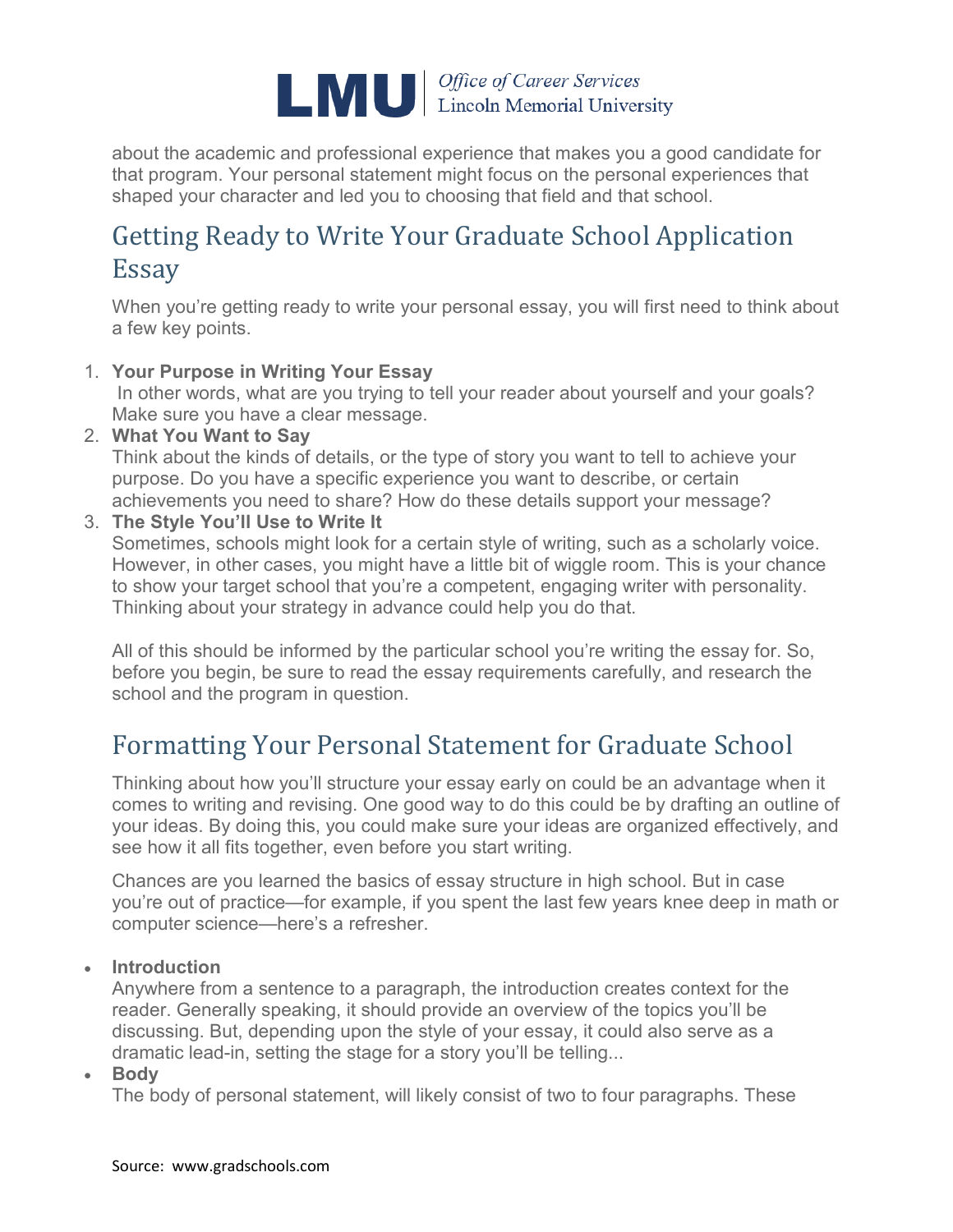about the academic and professional experience that makes you a good candidate for that program. Your personal statement might focus on the personal experiences that shaped your character and led you to choosing that field and that school.

## Getting Ready to Write Your Graduate School Application Essay

When you're getting ready to write your personal essay, you will first need to think about a few key points.

1. **Your Purpose in Writing Your Essay**
   In other words, what are you trying to tell your reader about yourself and your goals? Make sure you have a clear message.
2. **What You Want to Say**
   Think about the kinds of details, or the type of story you want to tell to achieve your purpose. Do you have a specific experience you want to describe, or certain achievements you need to share? How do these details support your message?
3. **The Style You'll Use to Write It**
   Sometimes, schools might look for a certain style of writing, such as a scholarly voice. However, in other cases, you might have a little bit of wiggle room. This is your chance to show your target school that you're a competent, engaging writer with personality. Thinking about your strategy in advance could help you do that.

   All of this should be informed by the particular school you're writing the essay for. So, before you begin, be sure to read the essay requirements carefully, and research the school and the program in question.

## Formatting Your Personal Statement for Graduate School

Thinking about how you'll structure your essay early on could be an advantage when it comes to writing and revising. One good way to do this could be by drafting an outline of your ideas. By doing this, you could make sure your ideas are organized effectively, and see how it all fits together, even before you start writing.

Chances are you learned the basics of essay structure in high school. But in case you're out of practice—for example, if you spent the last few years knee deep in math or computer science—here's a refresher.

- **Introduction**
  Anywhere from a sentence to a paragraph, the introduction creates context for the reader. Generally speaking, it should provide an overview of the topics you'll be discussing. But, depending upon the style of your essay, it could also serve as a dramatic lead-in, setting the stage for a story you'll be telling...
- **Body**
  The body of personal statement, will likely consist of two to four paragraphs. These

Source: www.gradschools.com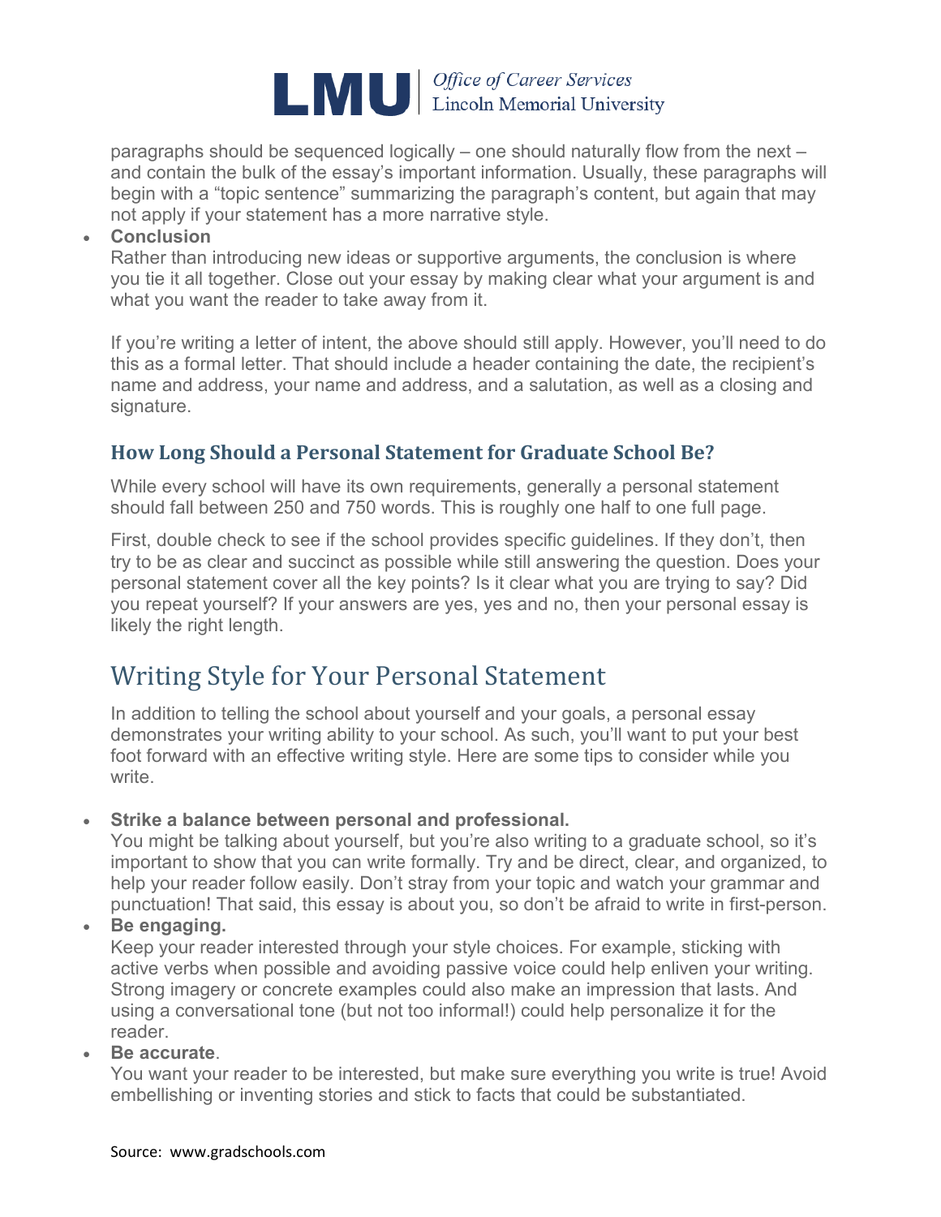paragraphs should be sequenced logically – one should naturally flow from the next – and contain the bulk of the essay's important information. Usually, these paragraphs will begin with a "topic sentence" summarizing the paragraph's content, but again that may not apply if your statement has a more narrative style.

- **Conclusion**
  Rather than introducing new ideas or supportive arguments, the conclusion is where you tie it all together. Close out your essay by making clear what your argument is and what you want the reader to take away from it.

  If you're writing a letter of intent, the above should still apply. However, you'll need to do this as a formal letter. That should include a header containing the date, the recipient's name and address, your name and address, and a salutation, as well as a closing and signature.

### How Long Should a Personal Statement for Graduate School Be?

While every school will have its own requirements, generally a personal statement should fall between 250 and 750 words. This is roughly one half to one full page.

First, double check to see if the school provides specific guidelines. If they don't, then try to be as clear and succinct as possible while still answering the question. Does your personal statement cover all the key points? Is it clear what you are trying to say? Did you repeat yourself? If your answers are yes, yes and no, then your personal essay is likely the right length.

## Writing Style for Your Personal Statement

In addition to telling the school about yourself and your goals, a personal essay demonstrates your writing ability to your school. As such, you'll want to put your best foot forward with an effective writing style. Here are some tips to consider while you write.

- **Strike a balance between personal and professional.**
  You might be talking about yourself, but you're also writing to a graduate school, so it's important to show that you can write formally. Try and be direct, clear, and organized, to help your reader follow easily. Don't stray from your topic and watch your grammar and punctuation! That said, this essay is about you, so don't be afraid to write in first-person.
- **Be engaging.**
  Keep your reader interested through your style choices. For example, sticking with active verbs when possible and avoiding passive voice could help enliven your writing. Strong imagery or concrete examples could also make an impression that lasts. And using a conversational tone (but not too informal!) could help personalize it for the reader.
- **Be accurate**.
  You want your reader to be interested, but make sure everything you write is true! Avoid embellishing or inventing stories and stick to facts that could be substantiated.

Source: www.gradschools.com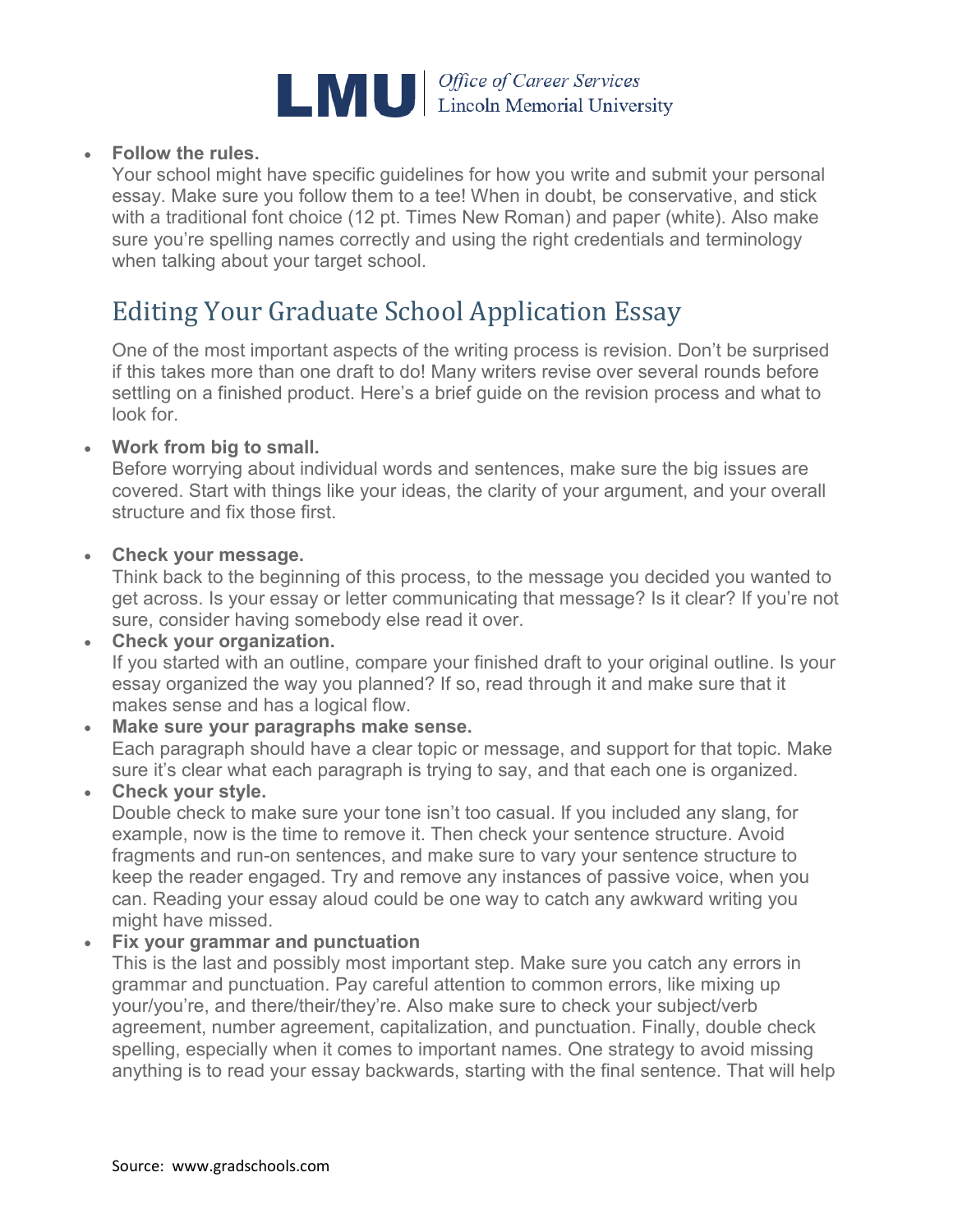- **Follow the rules.**
  Your school might have specific guidelines for how you write and submit your personal essay. Make sure you follow them to a tee! When in doubt, be conservative, and stick with a traditional font choice (12 pt. Times New Roman) and paper (white). Also make sure you're spelling names correctly and using the right credentials and terminology when talking about your target school.

## Editing Your Graduate School Application Essay

One of the most important aspects of the writing process is revision. Don't be surprised if this takes more than one draft to do! Many writers revise over several rounds before settling on a finished product. Here's a brief guide on the revision process and what to look for.

- **Work from big to small.**
  Before worrying about individual words and sentences, make sure the big issues are covered. Start with things like your ideas, the clarity of your argument, and your overall structure and fix those first.

- **Check your message.**
  Think back to the beginning of this process, to the message you decided you wanted to get across. Is your essay or letter communicating that message? Is it clear? If you're not sure, consider having somebody else read it over.
- **Check your organization.**
  If you started with an outline, compare your finished draft to your original outline. Is your essay organized the way you planned? If so, read through it and make sure that it makes sense and has a logical flow.
- **Make sure your paragraphs make sense.**
  Each paragraph should have a clear topic or message, and support for that topic. Make sure it's clear what each paragraph is trying to say, and that each one is organized.
- **Check your style.**
  Double check to make sure your tone isn't too casual. If you included any slang, for example, now is the time to remove it. Then check your sentence structure. Avoid fragments and run-on sentences, and make sure to vary your sentence structure to keep the reader engaged. Try and remove any instances of passive voice, when you can. Reading your essay aloud could be one way to catch any awkward writing you might have missed.
- **Fix your grammar and punctuation**
  This is the last and possibly most important step. Make sure you catch any errors in grammar and punctuation. Pay careful attention to common errors, like mixing up your/you're, and there/their/they're. Also make sure to check your subject/verb agreement, number agreement, capitalization, and punctuation. Finally, double check spelling, especially when it comes to important names. One strategy to avoid missing anything is to read your essay backwards, starting with the final sentence. That will help

Source: www.gradschools.com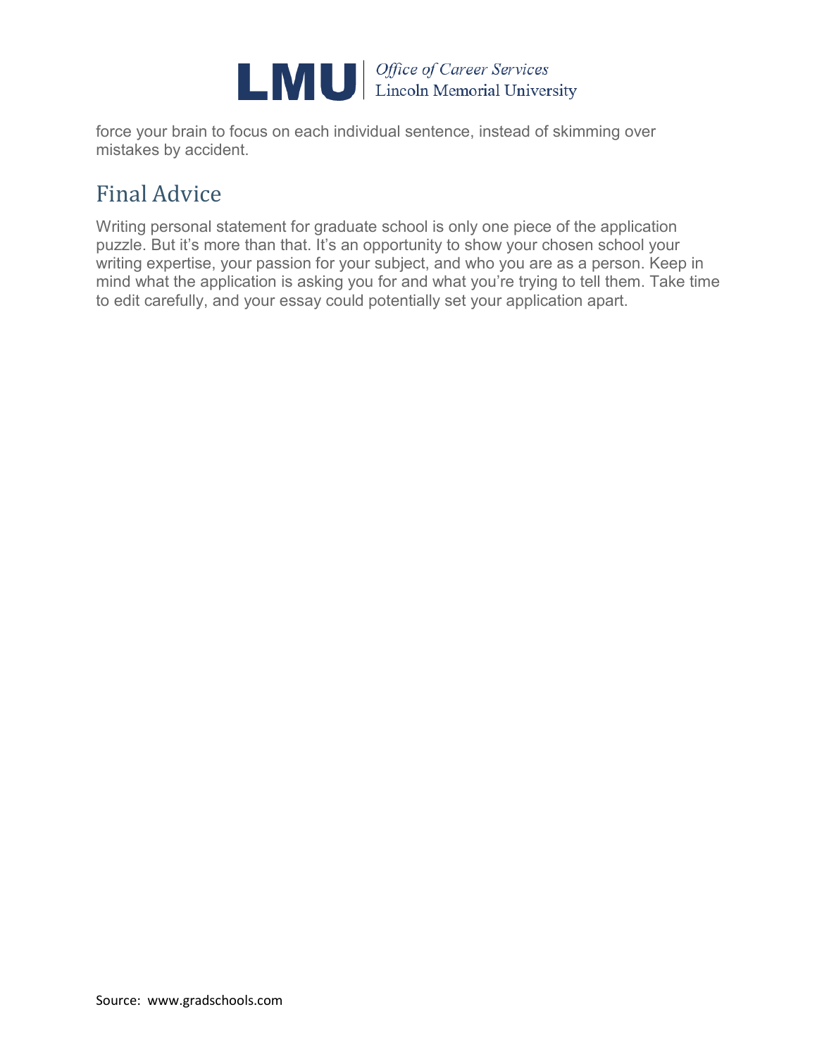force your brain to focus on each individual sentence, instead of skimming over mistakes by accident.

## Final Advice

Writing personal statement for graduate school is only one piece of the application puzzle. But it's more than that. It's an opportunity to show your chosen school your writing expertise, your passion for your subject, and who you are as a person. Keep in mind what the application is asking you for and what you're trying to tell them. Take time to edit carefully, and your essay could potentially set your application apart.

Source: www.gradschools.com